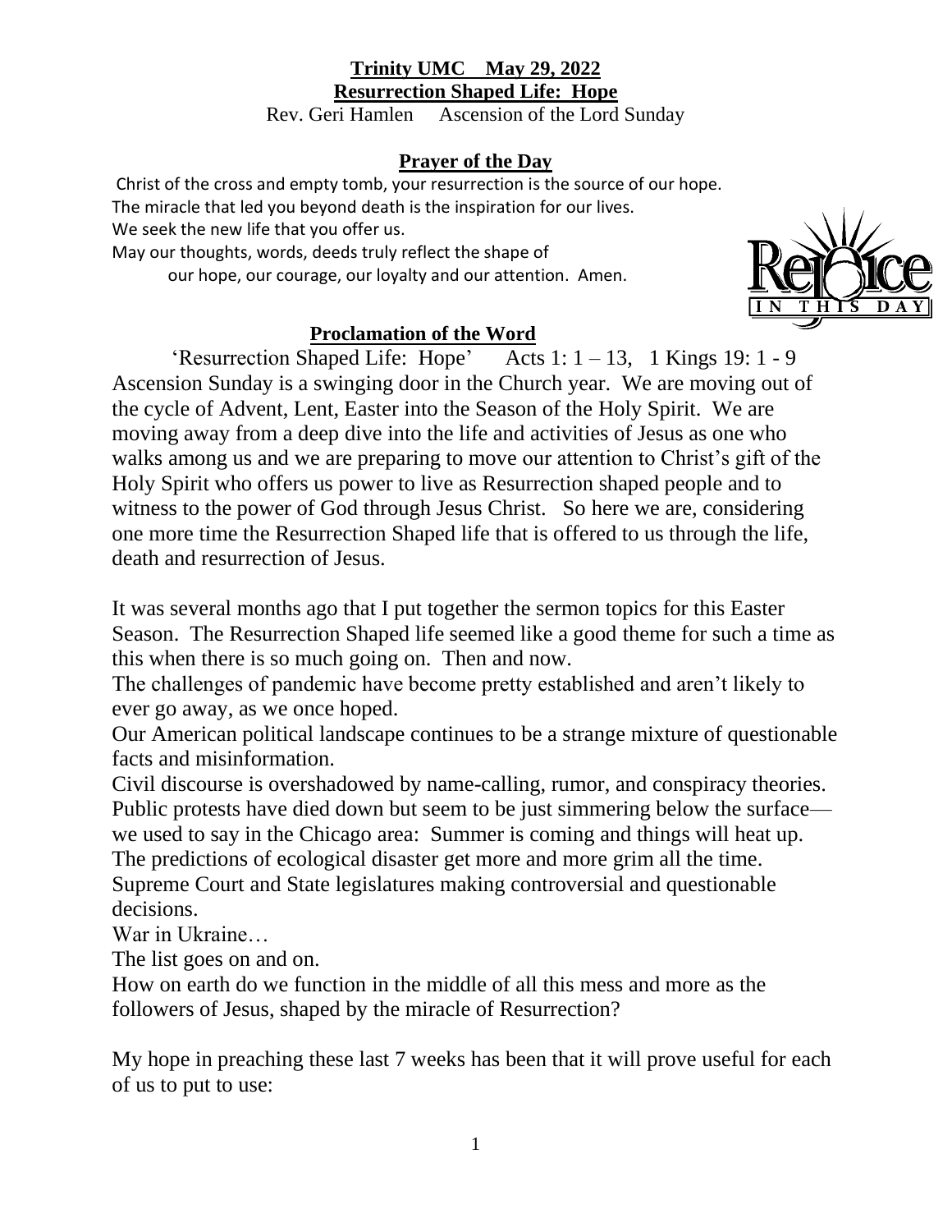**Trinity UMC May 29, 2022**

**Resurrection Shaped Life: Hope**

Rev. Geri Hamlen Ascension of the Lord Sunday

## Prayer of the Day

Christ of the cross and empty tomb, your resurrection is the source of our hope.
The miracle that led you beyond death is the inspiration for our lives.
We seek the new life that you offer us.
May our thoughts, words, deeds truly reflect the shape of
our hope, our courage, our loyalty and our attention. Amen.

## Proclamation of the Word

'Resurrection Shaped Life: Hope' Acts 1: 1 – 13, 1 Kings 19: 1 - 9

Ascension Sunday is a swinging door in the Church year. We are moving out of the cycle of Advent, Lent, Easter into the Season of the Holy Spirit. We are moving away from a deep dive into the life and activities of Jesus as one who walks among us and we are preparing to move our attention to Christ's gift of the Holy Spirit who offers us power to live as Resurrection shaped people and to witness to the power of God through Jesus Christ. So here we are, considering one more time the Resurrection Shaped life that is offered to us through the life, death and resurrection of Jesus.

It was several months ago that I put together the sermon topics for this Easter Season. The Resurrection Shaped life seemed like a good theme for such a time as this when there is so much going on. Then and now.

The challenges of pandemic have become pretty established and aren't likely to ever go away, as we once hoped.

Our American political landscape continues to be a strange mixture of questionable facts and misinformation.

Civil discourse is overshadowed by name-calling, rumor, and conspiracy theories.

Public protests have died down but seem to be just simmering below the surface—we used to say in the Chicago area: Summer is coming and things will heat up.

The predictions of ecological disaster get more and more grim all the time.

Supreme Court and State legislatures making controversial and questionable decisions.

War in Ukraine…

The list goes on and on.

How on earth do we function in the middle of all this mess and more as the followers of Jesus, shaped by the miracle of Resurrection?

My hope in preaching these last 7 weeks has been that it will prove useful for each of us to put to use: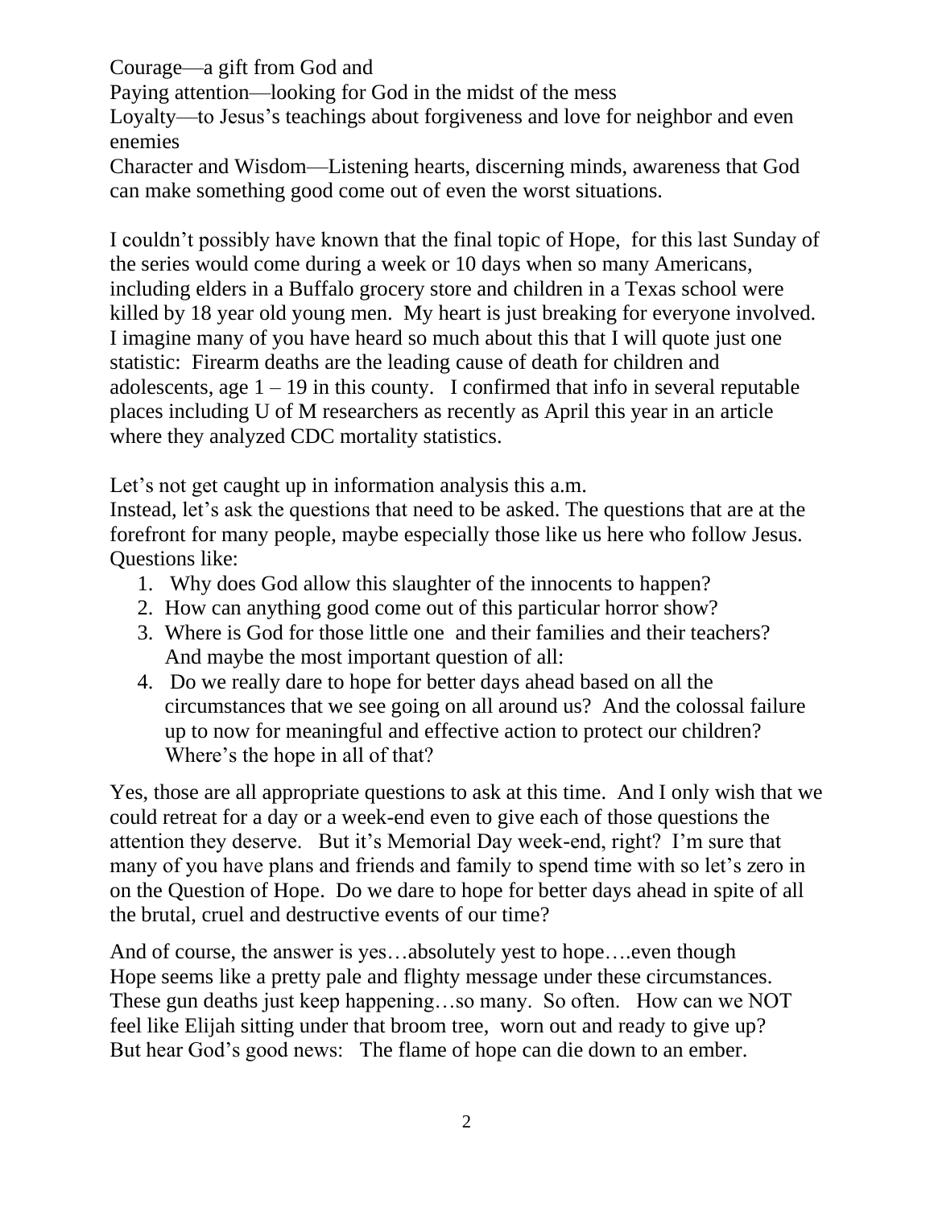Courage—a gift from God and
Paying attention—looking for God in the midst of the mess
Loyalty—to Jesus's teachings about forgiveness and love for neighbor and even enemies
Character and Wisdom—Listening hearts, discerning minds, awareness that God can make something good come out of even the worst situations.

I couldn't possibly have known that the final topic of Hope, for this last Sunday of the series would come during a week or 10 days when so many Americans, including elders in a Buffalo grocery store and children in a Texas school were killed by 18 year old young men. My heart is just breaking for everyone involved. I imagine many of you have heard so much about this that I will quote just one statistic: Firearm deaths are the leading cause of death for children and adolescents, age 1 – 19 in this county. I confirmed that info in several reputable places including U of M researchers as recently as April this year in an article where they analyzed CDC mortality statistics.

Let's not get caught up in information analysis this a.m.
Instead, let's ask the questions that need to be asked. The questions that are at the forefront for many people, maybe especially those like us here who follow Jesus. Questions like:

1. Why does God allow this slaughter of the innocents to happen?
2. How can anything good come out of this particular horror show?
3. Where is God for those little one and their families and their teachers? And maybe the most important question of all:
4. Do we really dare to hope for better days ahead based on all the circumstances that we see going on all around us? And the colossal failure up to now for meaningful and effective action to protect our children? Where's the hope in all of that?

Yes, those are all appropriate questions to ask at this time. And I only wish that we could retreat for a day or a week-end even to give each of those questions the attention they deserve. But it's Memorial Day week-end, right? I'm sure that many of you have plans and friends and family to spend time with so let's zero in on the Question of Hope. Do we dare to hope for better days ahead in spite of all the brutal, cruel and destructive events of our time?

And of course, the answer is yes…absolutely yest to hope….even though Hope seems like a pretty pale and flighty message under these circumstances. These gun deaths just keep happening…so many. So often. How can we NOT feel like Elijah sitting under that broom tree, worn out and ready to give up? But hear God's good news: The flame of hope can die down to an ember.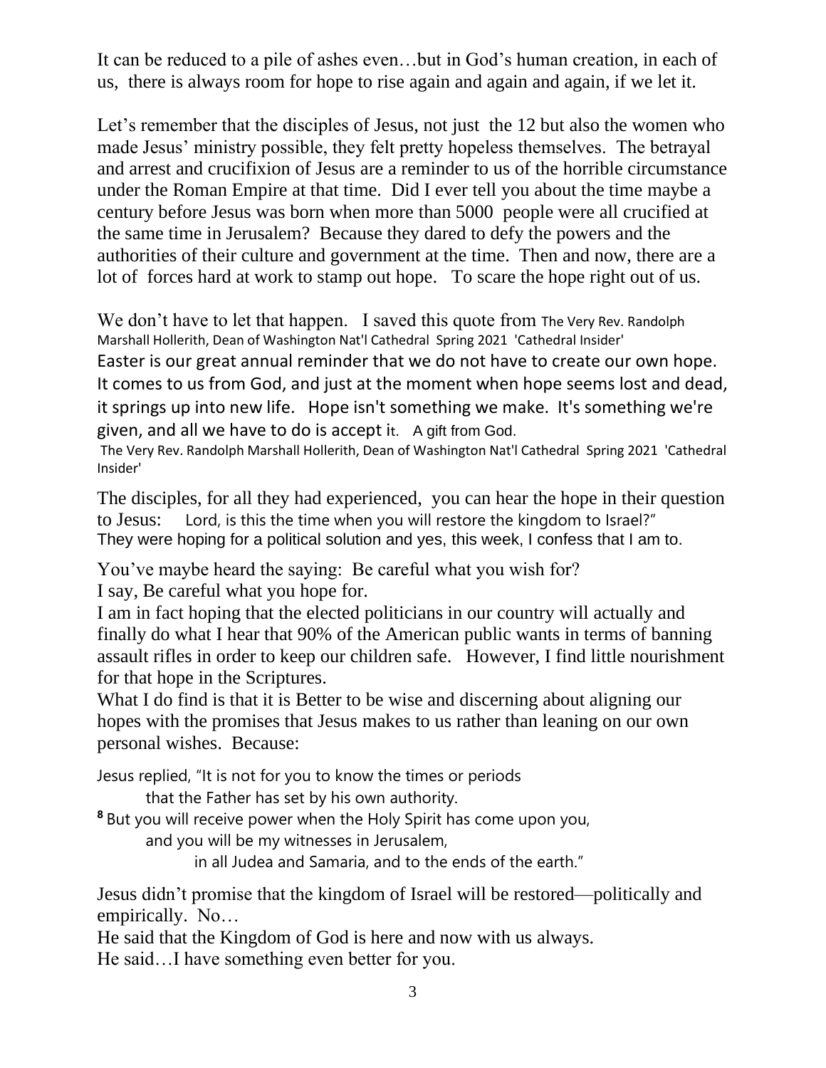It can be reduced to a pile of ashes even…but in God's human creation, in each of us, there is always room for hope to rise again and again and again, if we let it.

Let's remember that the disciples of Jesus, not just the 12 but also the women who made Jesus' ministry possible, they felt pretty hopeless themselves. The betrayal and arrest and crucifixion of Jesus are a reminder to us of the horrible circumstance under the Roman Empire at that time. Did I ever tell you about the time maybe a century before Jesus was born when more than 5000 people were all crucified at the same time in Jerusalem? Because they dared to defy the powers and the authorities of their culture and government at the time. Then and now, there are a lot of forces hard at work to stamp out hope. To scare the hope right out of us.

We don't have to let that happen. I saved this quote from The Very Rev. Randolph Marshall Hollerith, Dean of Washington Nat'l Cathedral Spring 2021 'Cathedral Insider'

Easter is our great annual reminder that we do not have to create our own hope. It comes to us from God, and just at the moment when hope seems lost and dead, it springs up into new life. Hope isn't something we make. It's something we're given, and all we have to do is accept it. A gift from God.

The Very Rev. Randolph Marshall Hollerith, Dean of Washington Nat'l Cathedral Spring 2021 'Cathedral Insider'

The disciples, for all they had experienced, you can hear the hope in their question to Jesus: Lord, is this the time when you will restore the kingdom to Israel?" They were hoping for a political solution and yes, this week, I confess that I am to.

You've maybe heard the saying: Be careful what you wish for?
I say, Be careful what you hope for.
I am in fact hoping that the elected politicians in our country will actually and finally do what I hear that 90% of the American public wants in terms of banning assault rifles in order to keep our children safe. However, I find little nourishment for that hope in the Scriptures.
What I do find is that it is Better to be wise and discerning about aligning our hopes with the promises that Jesus makes to us rather than leaning on our own personal wishes. Because:

Jesus replied, "It is not for you to know the times or periods
that the Father has set by his own authority.
[8] But you will receive power when the Holy Spirit has come upon you,
and you will be my witnesses in Jerusalem,
in all Judea and Samaria, and to the ends of the earth."

Jesus didn't promise that the kingdom of Israel will be restored—politically and empirically. No…
He said that the Kingdom of God is here and now with us always.
He said…I have something even better for you.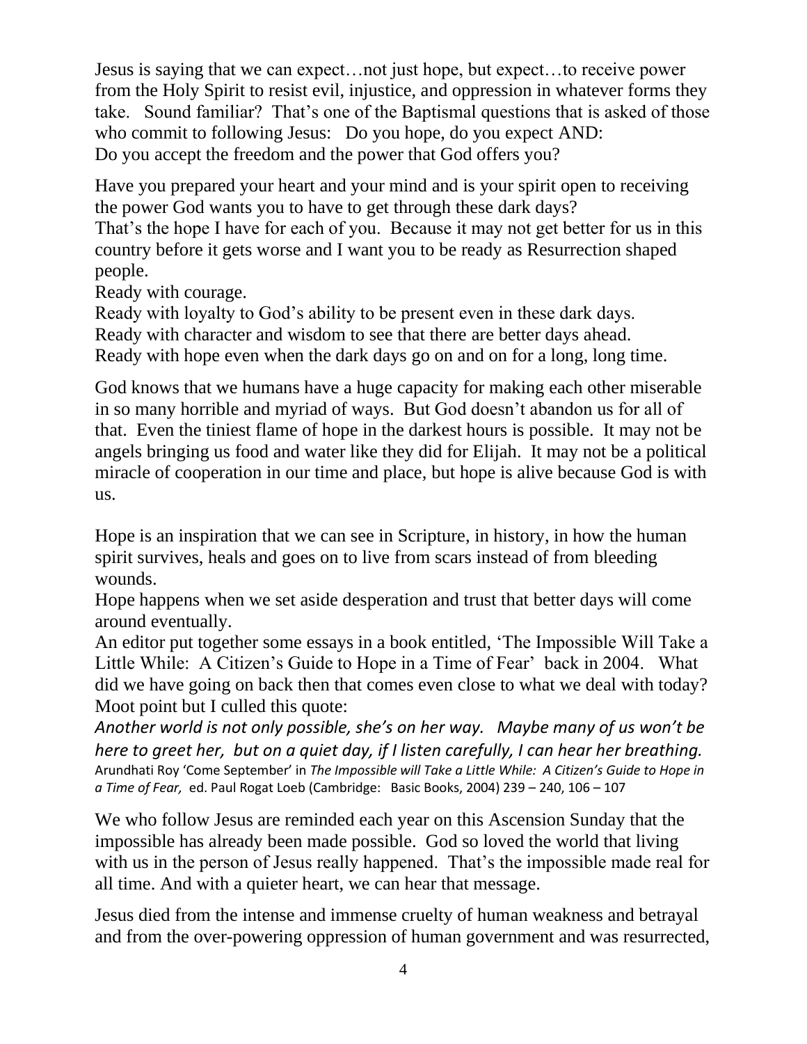Jesus is saying that we can expect…not just hope, but expect…to receive power from the Holy Spirit to resist evil, injustice, and oppression in whatever forms they take. Sound familiar? That's one of the Baptismal questions that is asked of those who commit to following Jesus: Do you hope, do you expect AND:
Do you accept the freedom and the power that God offers you?

Have you prepared your heart and your mind and is your spirit open to receiving the power God wants you to have to get through these dark days?
That's the hope I have for each of you. Because it may not get better for us in this country before it gets worse and I want you to be ready as Resurrection shaped people.
Ready with courage.
Ready with loyalty to God's ability to be present even in these dark days.
Ready with character and wisdom to see that there are better days ahead.
Ready with hope even when the dark days go on and on for a long, long time.

God knows that we humans have a huge capacity for making each other miserable in so many horrible and myriad of ways. But God doesn't abandon us for all of that. Even the tiniest flame of hope in the darkest hours is possible. It may not be angels bringing us food and water like they did for Elijah. It may not be a political miracle of cooperation in our time and place, but hope is alive because God is with us.

Hope is an inspiration that we can see in Scripture, in history, in how the human spirit survives, heals and goes on to live from scars instead of from bleeding wounds.
Hope happens when we set aside desperation and trust that better days will come around eventually.
An editor put together some essays in a book entitled, 'The Impossible Will Take a Little While: A Citizen's Guide to Hope in a Time of Fear' back in 2004. What did we have going on back then that comes even close to what we deal with today? Moot point but I culled this quote:
*Another world is not only possible, she's on her way. Maybe many of us won't be here to greet her, but on a quiet day, if I listen carefully, I can hear her breathing.*
Arundhati Roy 'Come September' in *The Impossible will Take a Little While: A Citizen's Guide to Hope in a Time of Fear,* ed. Paul Rogat Loeb (Cambridge: Basic Books, 2004) 239 – 240, 106 – 107

We who follow Jesus are reminded each year on this Ascension Sunday that the impossible has already been made possible. God so loved the world that living with us in the person of Jesus really happened. That's the impossible made real for all time. And with a quieter heart, we can hear that message.

Jesus died from the intense and immense cruelty of human weakness and betrayal and from the over-powering oppression of human government and was resurrected,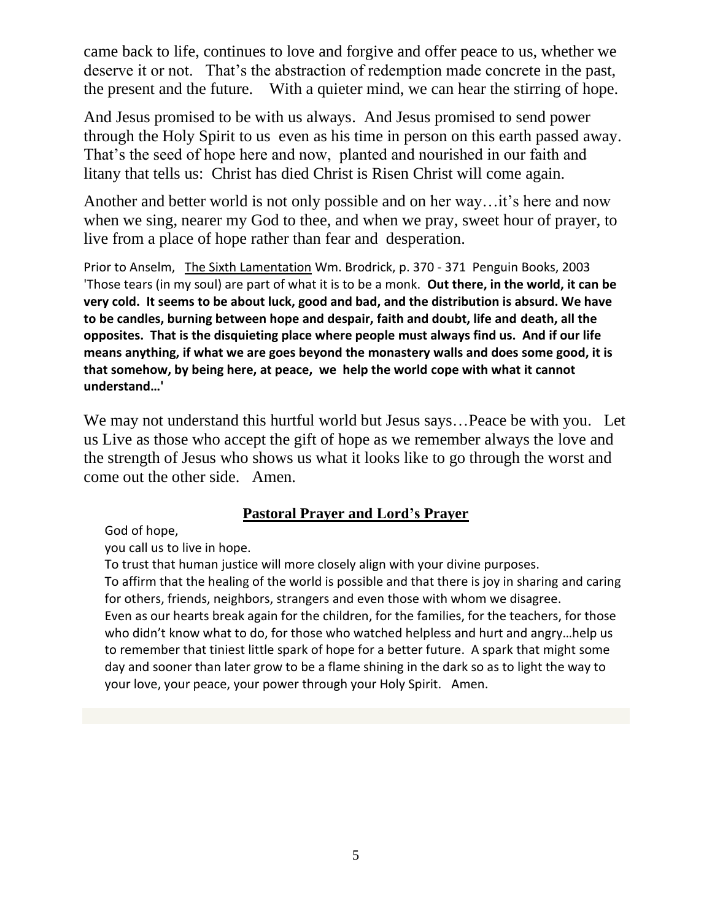came back to life, continues to love and forgive and offer peace to us, whether we deserve it or not. That's the abstraction of redemption made concrete in the past, the present and the future. With a quieter mind, we can hear the stirring of hope.

And Jesus promised to be with us always. And Jesus promised to send power through the Holy Spirit to us even as his time in person on this earth passed away. That's the seed of hope here and now, planted and nourished in our faith and litany that tells us: Christ has died Christ is Risen Christ will come again.

Another and better world is not only possible and on her way…it's here and now when we sing, nearer my God to thee, and when we pray, sweet hour of prayer, to live from a place of hope rather than fear and desperation.

Prior to Anselm, The Sixth Lamentation Wm. Brodrick, p. 370 - 371 Penguin Books, 2003 'Those tears (in my soul) are part of what it is to be a monk. **Out there, in the world, it can be very cold. It seems to be about luck, good and bad, and the distribution is absurd. We have to be candles, burning between hope and despair, faith and doubt, life and death, all the opposites. That is the disquieting place where people must always find us. And if our life means anything, if what we are goes beyond the monastery walls and does some good, it is that somehow, by being here, at peace, we help the world cope with what it cannot understand…'**

We may not understand this hurtful world but Jesus says…Peace be with you. Let us Live as those who accept the gift of hope as we remember always the love and the strength of Jesus who shows us what it looks like to go through the worst and come out the other side. Amen.

## Pastoral Prayer and Lord's Prayer

God of hope,
you call us to live in hope.
To trust that human justice will more closely align with your divine purposes.
To affirm that the healing of the world is possible and that there is joy in sharing and caring for others, friends, neighbors, strangers and even those with whom we disagree.
Even as our hearts break again for the children, for the families, for the teachers, for those who didn't know what to do, for those who watched helpless and hurt and angry…help us to remember that tiniest little spark of hope for a better future. A spark that might some day and sooner than later grow to be a flame shining in the dark so as to light the way to your love, your peace, your power through your Holy Spirit. Amen.